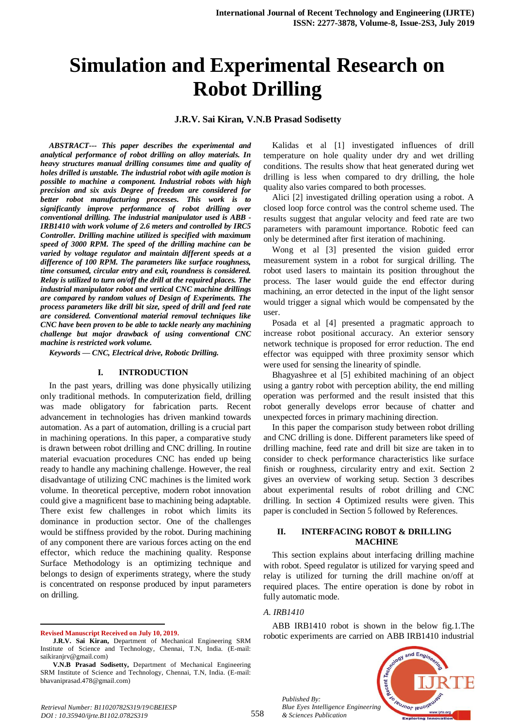# Simulation and Experimental Research on Robot Drilling

**J.R.V. Sai Kiran, V.N.B Prasad Sodisetty**

***ABSRACT--- This paper describes the experimental and analytical performance of robot drilling on alloy materials. In heavy structures manual drilling consumes time and quality of holes drilled is unstable. The industrial robot with agile motion is possible to machine a component. Industrial robots with high precision and six axis Degree of freedom are considered for better robot manufacturing processes. This work is to significantly improve performance of robot drilling over conventional drilling. The industrial manipulator used is ABB - IRB1410 with work volume of 2.6 meters and controlled by IRC5 Controller. Drilling machine utilized is specified with maximum speed of 3000 RPM. The speed of the drilling machine can be varied by voltage regulator and maintain different speeds at a difference of 100 RPM. The parameters like surface roughness, time consumed, circular entry and exit, roundness is considered. Relay is utilized to turn on/off the drill at the required places. The industrial manipulator robot and vertical CNC machine drillings are compared by random values of Design of Experiments. The process parameters like drill bit size, speed of drill and feed rate are considered. Conventional material removal techniques like CNC have been proven to be able to tackle nearly any machining challenge but major drawback of using conventional CNC machine is restricted work volume.***

***Keywords — CNC, Electrical drive, Robotic Drilling.***

## I. INTRODUCTION

In the past years, drilling was done physically utilizing only traditional methods. In computerization field, drilling was made obligatory for fabrication parts. Recent advancement in technologies has driven mankind towards automation. As a part of automation, drilling is a crucial part in machining operations. In this paper, a comparative study is drawn between robot drilling and CNC drilling. In routine material evacuation procedures CNC has ended up being ready to handle any machining challenge. However, the real disadvantage of utilizing CNC machines is the limited work volume. In theoretical perceptive, modern robot innovation could give a magnificent base to machining being adaptable. There exist few challenges in robot which limits its dominance in production sector. One of the challenges would be stiffness provided by the robot. During machining of any component there are various forces acting on the end effector, which reduce the machining quality. Response Surface Methodology is an optimizing technique and belongs to design of experiments strategy, where the study is concentrated on response produced by input parameters on drilling.

Kalidas et al [1] investigated influences of drill temperature on hole quality under dry and wet drilling conditions. The results show that heat generated during wet drilling is less when compared to dry drilling, the hole quality also varies compared to both processes.

Alici [2] investigated drilling operation using a robot. A closed loop force control was the control scheme used. The results suggest that angular velocity and feed rate are two parameters with paramount importance. Robotic feed can only be determined after first iteration of machining.

Wong et al [3] presented the vision guided error measurement system in a robot for surgical drilling. The robot used lasers to maintain its position throughout the process. The laser would guide the end effector during machining, an error detected in the input of the light sensor would trigger a signal which would be compensated by the user.

Posada et al [4] presented a pragmatic approach to increase robot positional accuracy. An exterior sensory network technique is proposed for error reduction. The end effector was equipped with three proximity sensor which were used for sensing the linearity of spindle.

Bhagyashree et al [5] exhibited machining of an object using a gantry robot with perception ability, the end milling operation was performed and the result insisted that this robot generally develops error because of chatter and unexpected forces in primary machining direction.

In this paper the comparison study between robot drilling and CNC drilling is done. Different parameters like speed of drilling machine, feed rate and drill bit size are taken in to consider to check performance characteristics like surface finish or roughness, circularity entry and exit. Section 2 gives an overview of working setup. Section 3 describes about experimental results of robot drilling and CNC drilling. In section 4 Optimized results were given. This paper is concluded in Section 5 followed by References.

## II. INTERFACING ROBOT & DRILLING MACHINE

This section explains about interfacing drilling machine with robot. Speed regulator is utilized for varying speed and relay is utilized for turning the drill machine on/off at required places. The entire operation is done by robot in fully automatic mode.

### *A. IRB1410*

ABB IRB1410 robot is shown in the below fig.1.The robotic experiments are carried on ABB IRB1410 industrial

---

**Revised Manuscript Received on July 10, 2019.**

**J.R.V. Sai Kiran,** Department of Mechanical Engineering SRM Institute of Science and Technology, Chennai, T.N, India. (E-mail: saikiranjrv@gmail.com)

**V.N.B Prasad Sodisetty,** Department of Mechanical Engineering SRM Institute of Science and Technology, Chennai, T.N, India. (E-mail: bhavaniprasad.478@gmail.com)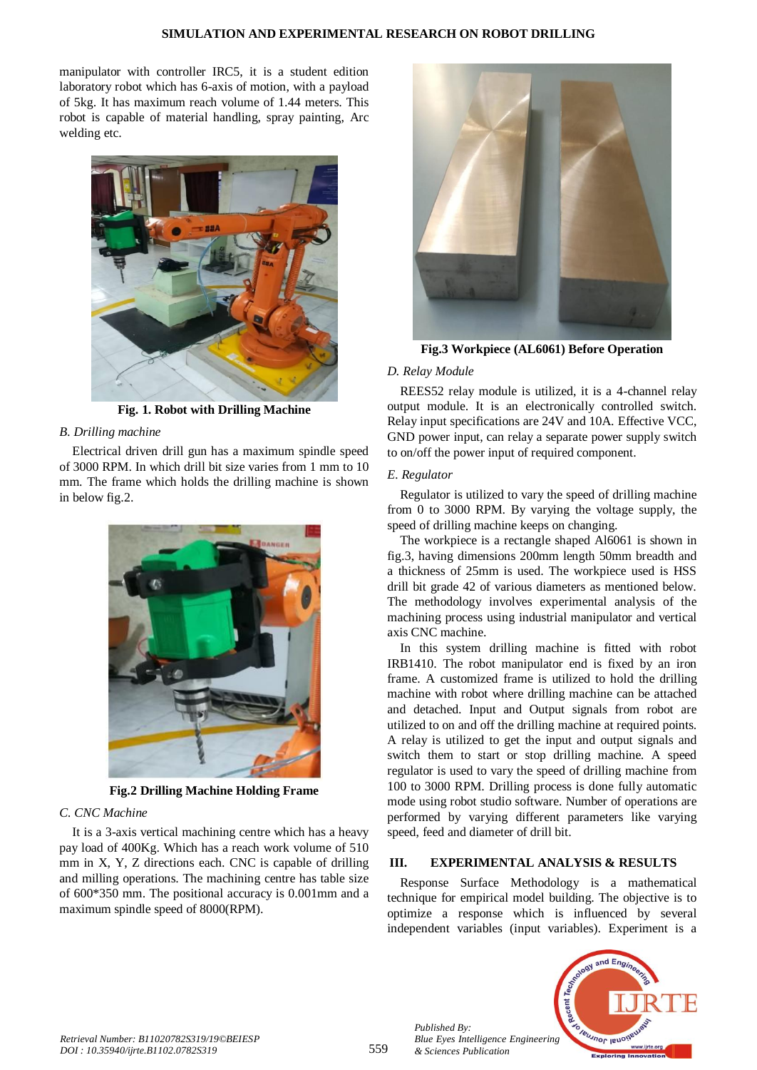manipulator with controller IRC5, it is a student edition laboratory robot which has 6-axis of motion, with a payload of 5kg. It has maximum reach volume of 1.44 meters. This robot is capable of material handling, spray painting, Arc welding etc.

**Fig. 1. Robot with Drilling Machine**

*B. Drilling machine*

Electrical driven drill gun has a maximum spindle speed of 3000 RPM. In which drill bit size varies from 1 mm to 10 mm. The frame which holds the drilling machine is shown in below fig.2.

**Fig.2 Drilling Machine Holding Frame**

*C. CNC Machine*

It is a 3-axis vertical machining centre which has a heavy pay load of 400Kg. Which has a reach work volume of 510 mm in X, Y, Z directions each. CNC is capable of drilling and milling operations. The machining centre has table size of 600*350 mm. The positional accuracy is 0.001mm and a maximum spindle speed of 8000(RPM).

**Fig.3 Workpiece (AL6061) Before Operation**

*D. Relay Module*

REES52 relay module is utilized, it is a 4-channel relay output module. It is an electronically controlled switch. Relay input specifications are 24V and 10A. Effective VCC, GND power input, can relay a separate power supply switch to on/off the power input of required component.

*E. Regulator*

Regulator is utilized to vary the speed of drilling machine from 0 to 3000 RPM. By varying the voltage supply, the speed of drilling machine keeps on changing.

The workpiece is a rectangle shaped Al6061 is shown in fig.3, having dimensions 200mm length 50mm breadth and a thickness of 25mm is used. The workpiece used is HSS drill bit grade 42 of various diameters as mentioned below. The methodology involves experimental analysis of the machining process using industrial manipulator and vertical axis CNC machine.

In this system drilling machine is fitted with robot IRB1410. The robot manipulator end is fixed by an iron frame. A customized frame is utilized to hold the drilling machine with robot where drilling machine can be attached and detached. Input and Output signals from robot are utilized to on and off the drilling machine at required points. A relay is utilized to get the input and output signals and switch them to start or stop drilling machine. A speed regulator is used to vary the speed of drilling machine from 100 to 3000 RPM. Drilling process is done fully automatic mode using robot studio software. Number of operations are performed by varying different parameters like varying speed, feed and diameter of drill bit.

## III. EXPERIMENTAL ANALYSIS & RESULTS

Response Surface Methodology is a mathematical technique for empirical model building. The objective is to optimize a response which is influenced by several independent variables (input variables). Experiment is a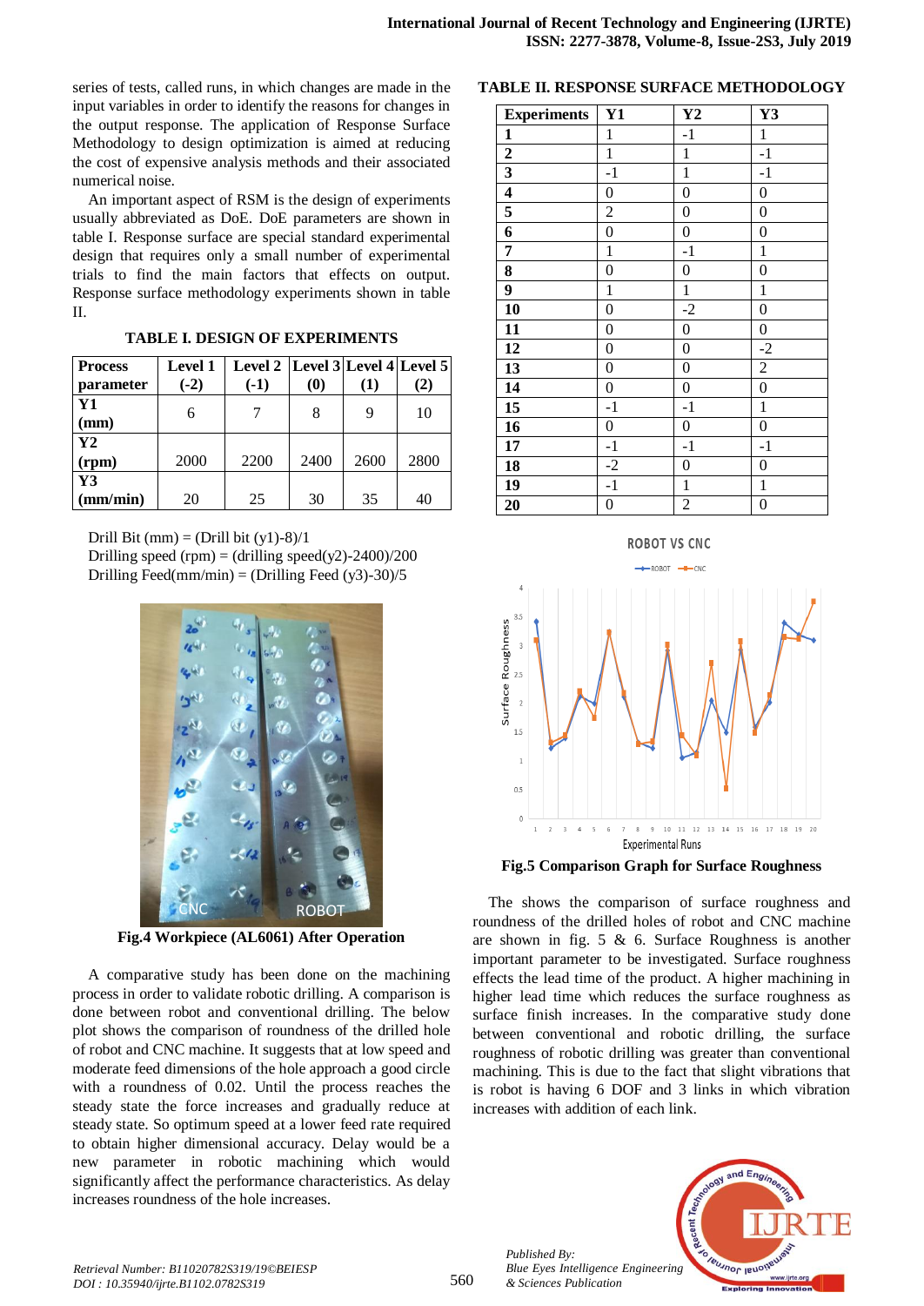series of tests, called runs, in which changes are made in the input variables in order to identify the reasons for changes in the output response. The application of Response Surface Methodology to design optimization is aimed at reducing the cost of expensive analysis methods and their associated numerical noise.

An important aspect of RSM is the design of experiments usually abbreviated as DoE. DoE parameters are shown in table I. Response surface are special standard experimental design that requires only a small number of experimental trials to find the main factors that effects on output. Response surface methodology experiments shown in table II.

**TABLE I. DESIGN OF EXPERIMENTS**

| Process parameter | Level 1 (-2) | Level 2 (-1) | Level 3 (0) | Level 4 (1) | Level 5 (2) |
|---|---|---|---|---|---|
| Y1 (mm) | 6 | 7 | 8 | 9 | 10 |
| Y2 (rpm) | 2000 | 2200 | 2400 | 2600 | 2800 |
| Y3 (mm/min) | 20 | 25 | 30 | 35 | 40 |

Drill Bit (mm) = (Drill bit (y1)-8)/1
Drilling speed (rpm) = (drilling speed(y2)-2400)/200
Drilling Feed(mm/min) = (Drilling Feed (y3)-30)/5

**Fig.4 Workpiece (AL6061) After Operation**

A comparative study has been done on the machining process in order to validate robotic drilling. A comparison is done between robot and conventional drilling. The below plot shows the comparison of roundness of the drilled hole of robot and CNC machine. It suggests that at low speed and moderate feed dimensions of the hole approach a good circle with a roundness of 0.02. Until the process reaches the steady state the force increases and gradually reduce at steady state. So optimum speed at a lower feed rate required to obtain higher dimensional accuracy. Delay would be a new parameter in robotic machining which would significantly affect the performance characteristics. As delay increases roundness of the hole increases.

**TABLE II. RESPONSE SURFACE METHODOLOGY**

| Experiments | Y1 | Y2 | Y3 |
|---|---|---|---|
| 1 | 1 | -1 | 1 |
| 2 | 1 | 1 | -1 |
| 3 | -1 | 1 | -1 |
| 4 | 0 | 0 | 0 |
| 5 | 2 | 0 | 0 |
| 6 | 0 | 0 | 0 |
| 7 | 1 | -1 | 1 |
| 8 | 0 | 0 | 0 |
| 9 | 1 | 1 | 1 |
| 10 | 0 | -2 | 0 |
| 11 | 0 | 0 | 0 |
| 12 | 0 | 0 | -2 |
| 13 | 0 | 0 | 2 |
| 14 | 0 | 0 | 0 |
| 15 | -1 | -1 | 1 |
| 16 | 0 | 0 | 0 |
| 17 | -1 | -1 | -1 |
| 18 | -2 | 0 | 0 |
| 19 | -1 | 1 | 1 |
| 20 | 0 | 2 | 0 |

**Fig.5 Comparison Graph for Surface Roughness**

The shows the comparison of surface roughness and roundness of the drilled holes of robot and CNC machine are shown in fig. 5 & 6. Surface Roughness is another important parameter to be investigated. Surface roughness effects the lead time of the product. A higher machining in higher lead time which reduces the surface roughness as surface finish increases. In the comparative study done between conventional and robotic drilling, the surface roughness of robotic drilling was greater than conventional machining. This is due to the fact that slight vibrations that is robot is having 6 DOF and 3 links in which vibration increases with addition of each link.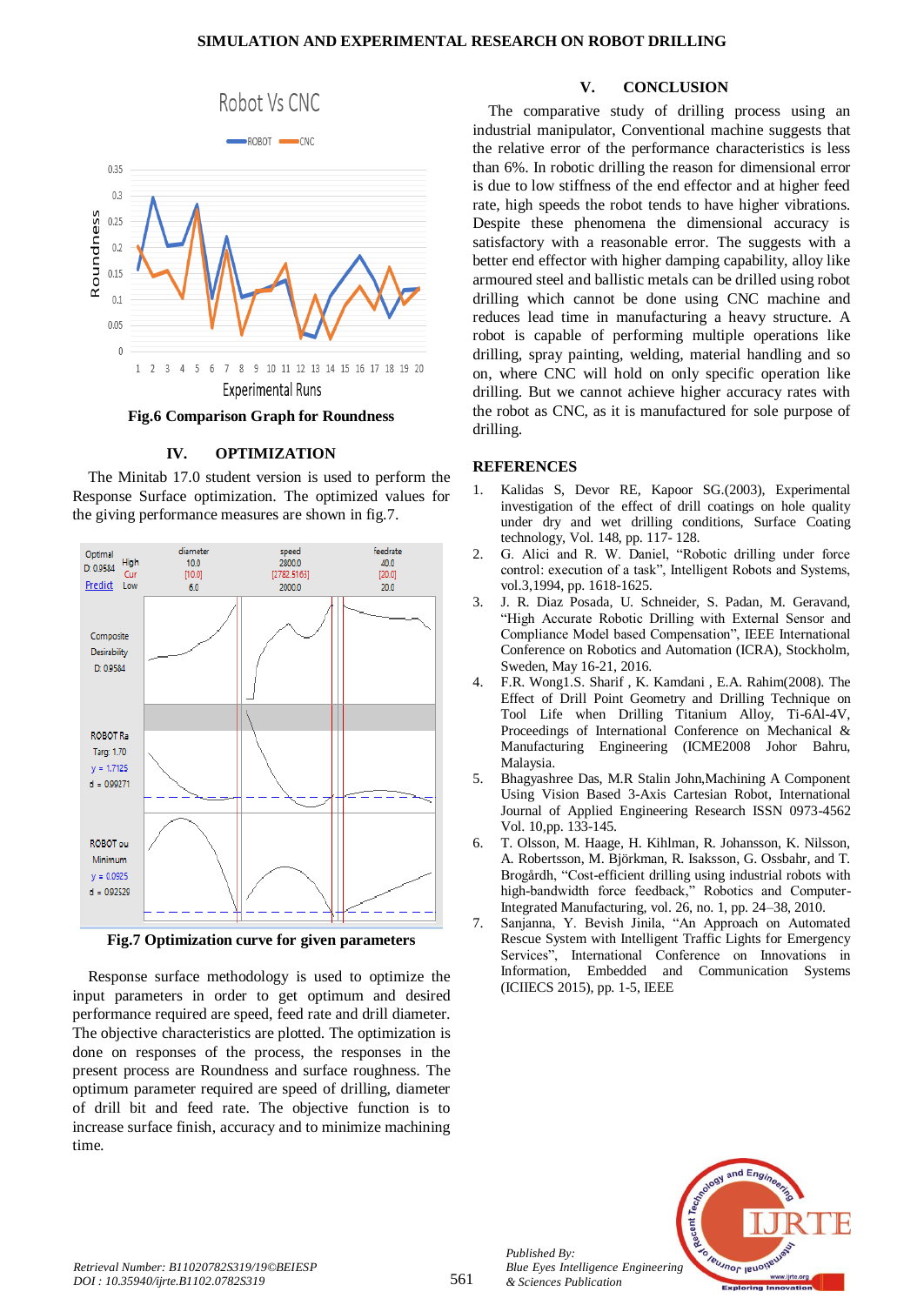Robot Vs CNC

ROBOT CNC

Roundness

0.35
0.3
0.25
0.2
0.15
0.1
0.05
0

1 2 3 4 5 6 7 8 9 10 11 12 13 14 15 16 17 18 19 20

Experimental Runs

**Fig.6 Comparison Graph for Roundness**

## IV. OPTIMIZATION

The Minitab 17.0 student version is used to perform the Response Surface optimization. The optimized values for the giving performance measures are shown in fig.7.

Optimal
D: 0.9584
Predict

High
Cur
Low

diameter
10.0
[10.0]
6.0

speed
2800.0
[2782.5163]
2000.0

feedrate
40.0
[20.0]
20.0

Composite Desirability
D: 0.9584

ROBOT Ra
Targ: 1.70
y = 1.7125
d = 0.99271

ROBOT ou
Minimum
y = 0.0925
d = 0.92529

**Fig.7 Optimization curve for given parameters**

Response surface methodology is used to optimize the input parameters in order to get optimum and desired performance required are speed, feed rate and drill diameter. The objective characteristics are plotted. The optimization is done on responses of the process, the responses in the present process are Roundness and surface roughness. The optimum parameter required are speed of drilling, diameter of drill bit and feed rate. The objective function is to increase surface finish, accuracy and to minimize machining time.

## V. CONCLUSION

The comparative study of drilling process using an industrial manipulator, Conventional machine suggests that the relative error of the performance characteristics is less than 6%. In robotic drilling the reason for dimensional error is due to low stiffness of the end effector and at higher feed rate, high speeds the robot tends to have higher vibrations. Despite these phenomena the dimensional accuracy is satisfactory with a reasonable error. The suggests with a better end effector with higher damping capability, alloy like armoured steel and ballistic metals can be drilled using robot drilling which cannot be done using CNC machine and reduces lead time in manufacturing a heavy structure. A robot is capable of performing multiple operations like drilling, spray painting, welding, material handling and so on, where CNC will hold on only specific operation like drilling. But we cannot achieve higher accuracy rates with the robot as CNC, as it is manufactured for sole purpose of drilling.

## REFERENCES

1. Kalidas S, Devor RE, Kapoor SG.(2003), Experimental investigation of the effect of drill coatings on hole quality under dry and wet drilling conditions, Surface Coating technology, Vol. 148, pp. 117- 128.
2. G. Alici and R. W. Daniel, "Robotic drilling under force control: execution of a task", Intelligent Robots and Systems, vol.3,1994, pp. 1618-1625.
3. J. R. Diaz Posada, U. Schneider, S. Padan, M. Geravand, "High Accurate Robotic Drilling with External Sensor and Compliance Model based Compensation", IEEE International Conference on Robotics and Automation (ICRA), Stockholm, Sweden, May 16-21, 2016.
4. F.R. Wong1.S. Sharif , K. Kamdani , E.A. Rahim(2008). The Effect of Drill Point Geometry and Drilling Technique on Tool Life when Drilling Titanium Alloy, Ti-6Al-4V, Proceedings of International Conference on Mechanical & Manufacturing Engineering (ICME2008 Johor Bahru, Malaysia.
5. Bhagyashree Das, M.R Stalin John,Machining A Component Using Vision Based 3-Axis Cartesian Robot, International Journal of Applied Engineering Research ISSN 0973-4562 Vol. 10,pp. 133-145.
6. T. Olsson, M. Haage, H. Kihlman, R. Johansson, K. Nilsson, A. Robertsson, M. Björkman, R. Isaksson, G. Ossbahr, and T. Brogårdh, "Cost-efficient drilling using industrial robots with high-bandwidth force feedback," Robotics and Computer-Integrated Manufacturing, vol. 26, no. 1, pp. 24–38, 2010.
7. Sanjanna, Y. Bevish Jinila, "An Approach on Automated Rescue System with Intelligent Traffic Lights for Emergency Services", International Conference on Innovations in Information, Embedded and Communication Systems (ICIIECS 2015), pp. 1-5, IEEE